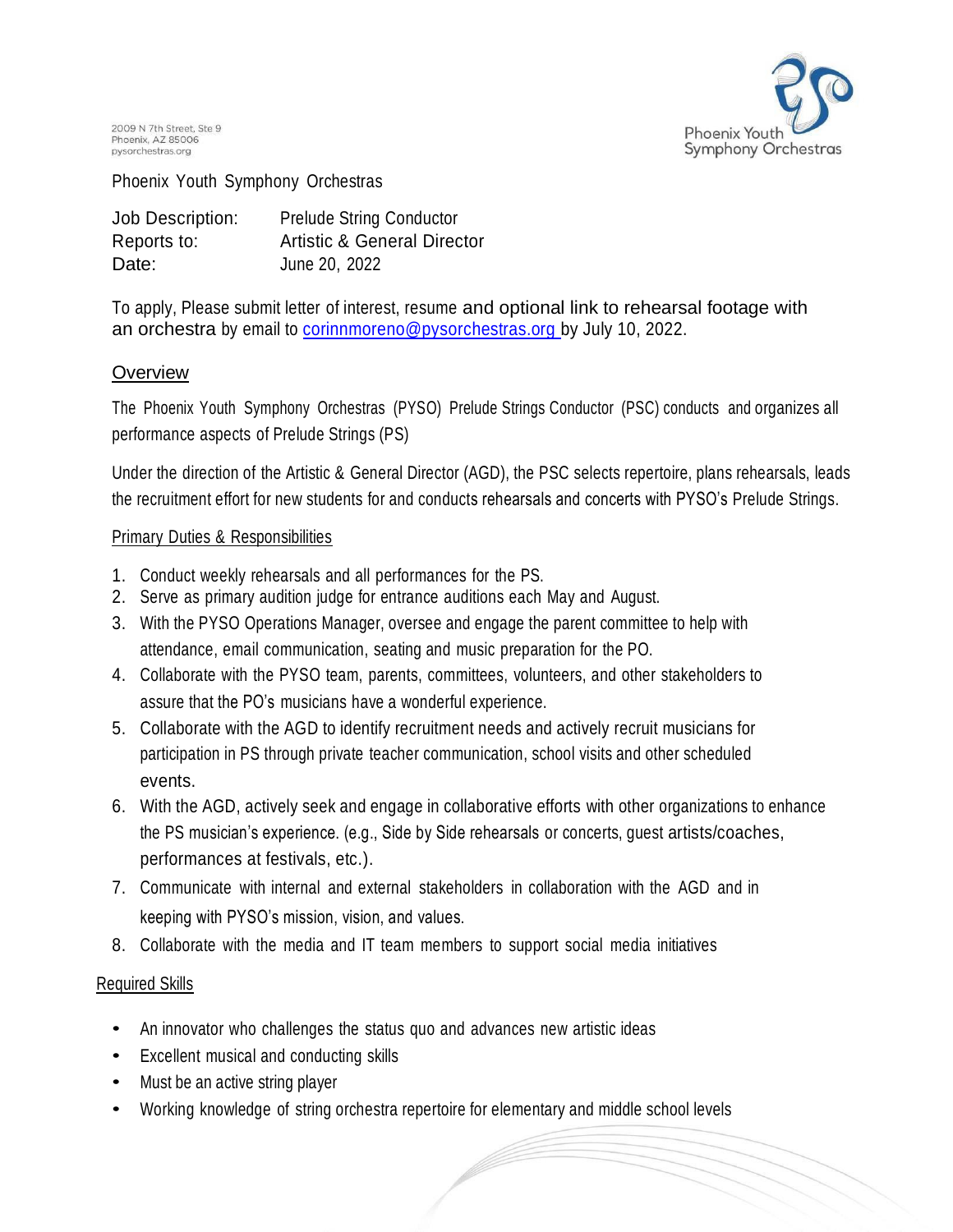2009 N 7th Street, Ste 9
Phoenix, AZ 85006
pysorchestras.org

Phoenix Youth Symphony Orchestras

Phoenix Youth Symphony Orchestras

| | |
|---|---|
| Job Description: | Prelude String Conductor |
| Reports to: | Artistic & General Director |
| Date: | June 20, 2022 |

To apply, Please submit letter of interest, resume and optional link to rehearsal footage with an orchestra by email to corinnmoreno@pysorchestras.org by July 10, 2022.

## Overview

The Phoenix Youth Symphony Orchestras (PYSO) Prelude Strings Conductor (PSC) conducts and organizes all performance aspects of Prelude Strings (PS)

Under the direction of the Artistic & General Director (AGD), the PSC selects repertoire, plans rehearsals, leads the recruitment effort for new students for and conducts rehearsals and concerts with PYSO's Prelude Strings.

### Primary Duties & Responsibilities

1. Conduct weekly rehearsals and all performances for the PS.
2. Serve as primary audition judge for entrance auditions each May and August.
3. With the PYSO Operations Manager, oversee and engage the parent committee to help with attendance, email communication, seating and music preparation for the PO.
4. Collaborate with the PYSO team, parents, committees, volunteers, and other stakeholders to assure that the PO's musicians have a wonderful experience.
5. Collaborate with the AGD to identify recruitment needs and actively recruit musicians for participation in PS through private teacher communication, school visits and other scheduled events.
6. With the AGD, actively seek and engage in collaborative efforts with other organizations to enhance the PS musician's experience. (e.g., Side by Side rehearsals or concerts, guest artists/coaches, performances at festivals, etc.).
7. Communicate with internal and external stakeholders in collaboration with the AGD and in keeping with PYSO's mission, vision, and values.
8. Collaborate with the media and IT team members to support social media initiatives

### Required Skills

- An innovator who challenges the status quo and advances new artistic ideas
- Excellent musical and conducting skills
- Must be an active string player
- Working knowledge of string orchestra repertoire for elementary and middle school levels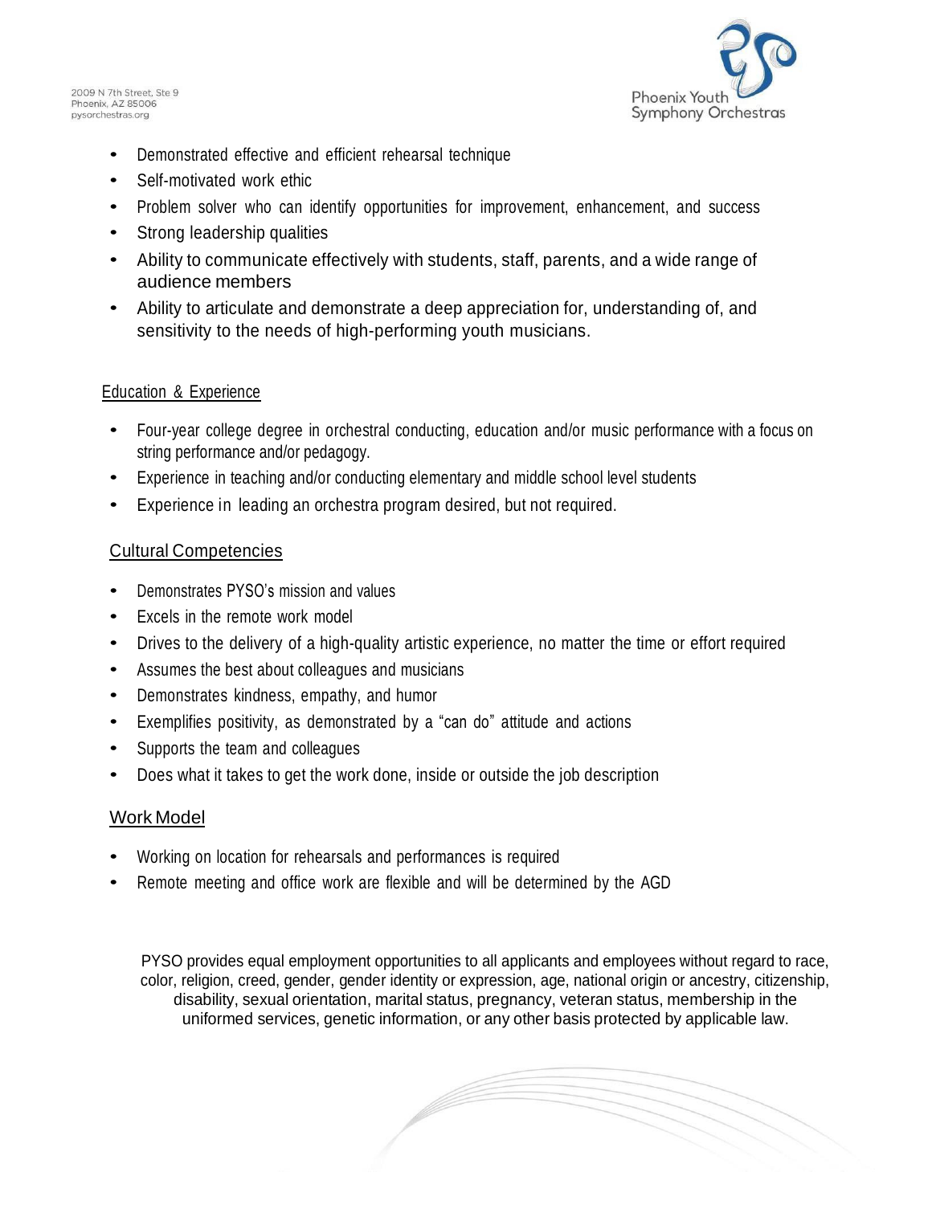- Demonstrated effective and efficient rehearsal technique
- Self-motivated work ethic
- Problem solver who can identify opportunities for improvement, enhancement, and success
- Strong leadership qualities
- Ability to communicate effectively with students, staff, parents, and a wide range of audience members
- Ability to articulate and demonstrate a deep appreciation for, understanding of, and sensitivity to the needs of high-performing youth musicians.

## Education & Experience

- Four-year college degree in orchestral conducting, education and/or music performance with a focus on string performance and/or pedagogy.
- Experience in teaching and/or conducting elementary and middle school level students
- Experience in leading an orchestra program desired, but not required.

## Cultural Competencies

- Demonstrates PYSO's mission and values
- Excels in the remote work model
- Drives to the delivery of a high-quality artistic experience, no matter the time or effort required
- Assumes the best about colleagues and musicians
- Demonstrates kindness, empathy, and humor
- Exemplifies positivity, as demonstrated by a "can do" attitude and actions
- Supports the team and colleagues
- Does what it takes to get the work done, inside or outside the job description

## Work Model

- Working on location for rehearsals and performances is required
- Remote meeting and office work are flexible and will be determined by the AGD

PYSO provides equal employment opportunities to all applicants and employees without regard to race, color, religion, creed, gender, gender identity or expression, age, national origin or ancestry, citizenship, disability, sexual orientation, marital status, pregnancy, veteran status, membership in the uniformed services, genetic information, or any other basis protected by applicable law.